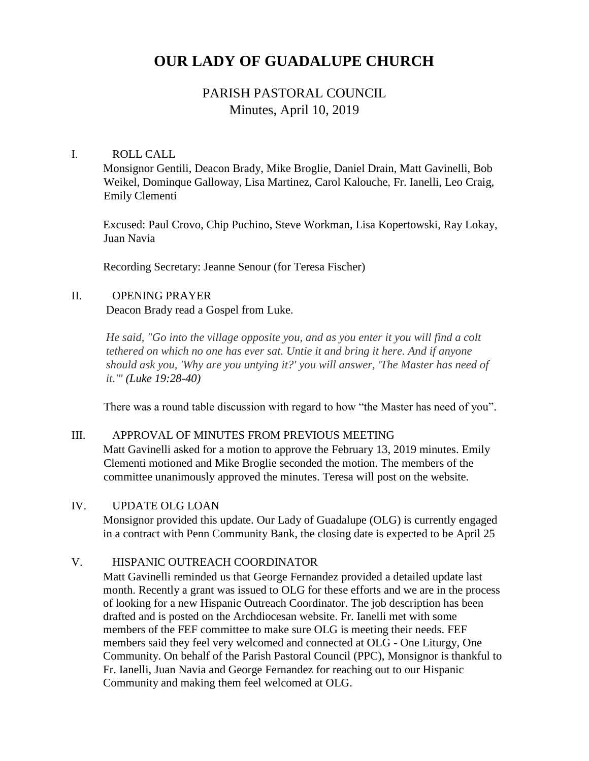# OUR LADY OF GUADALUPE CHURCH

## PARISH PASTORAL COUNCIL
## Minutes, April 10, 2019

I. ROLL CALL

Monsignor Gentili, Deacon Brady, Mike Broglie, Daniel Drain, Matt Gavinelli, Bob Weikel, Dominque Galloway, Lisa Martinez, Carol Kalouche, Fr. Ianelli, Leo Craig, Emily Clementi

Excused: Paul Crovo, Chip Puchino, Steve Workman, Lisa Kopertowski, Ray Lokay, Juan Navia

Recording Secretary: Jeanne Senour (for Teresa Fischer)

II. OPENING PRAYER

Deacon Brady read a Gospel from Luke.

*He said, "Go into the village opposite you, and as you enter it you will find a colt tethered on which no one has ever sat. Untie it and bring it here. And if anyone should ask you, 'Why are you untying it?' you will answer, 'The Master has need of it.'" (Luke 19:28-40)*

There was a round table discussion with regard to how "the Master has need of you".

III. APPROVAL OF MINUTES FROM PREVIOUS MEETING

Matt Gavinelli asked for a motion to approve the February 13, 2019 minutes. Emily Clementi motioned and Mike Broglie seconded the motion. The members of the committee unanimously approved the minutes. Teresa will post on the website.

IV. UPDATE OLG LOAN

Monsignor provided this update. Our Lady of Guadalupe (OLG) is currently engaged in a contract with Penn Community Bank, the closing date is expected to be April 25

V. HISPANIC OUTREACH COORDINATOR

Matt Gavinelli reminded us that George Fernandez provided a detailed update last month. Recently a grant was issued to OLG for these efforts and we are in the process of looking for a new Hispanic Outreach Coordinator. The job description has been drafted and is posted on the Archdiocesan website. Fr. Ianelli met with some members of the FEF committee to make sure OLG is meeting their needs. FEF members said they feel very welcomed and connected at OLG - One Liturgy, One Community. On behalf of the Parish Pastoral Council (PPC), Monsignor is thankful to Fr. Ianelli, Juan Navia and George Fernandez for reaching out to our Hispanic Community and making them feel welcomed at OLG.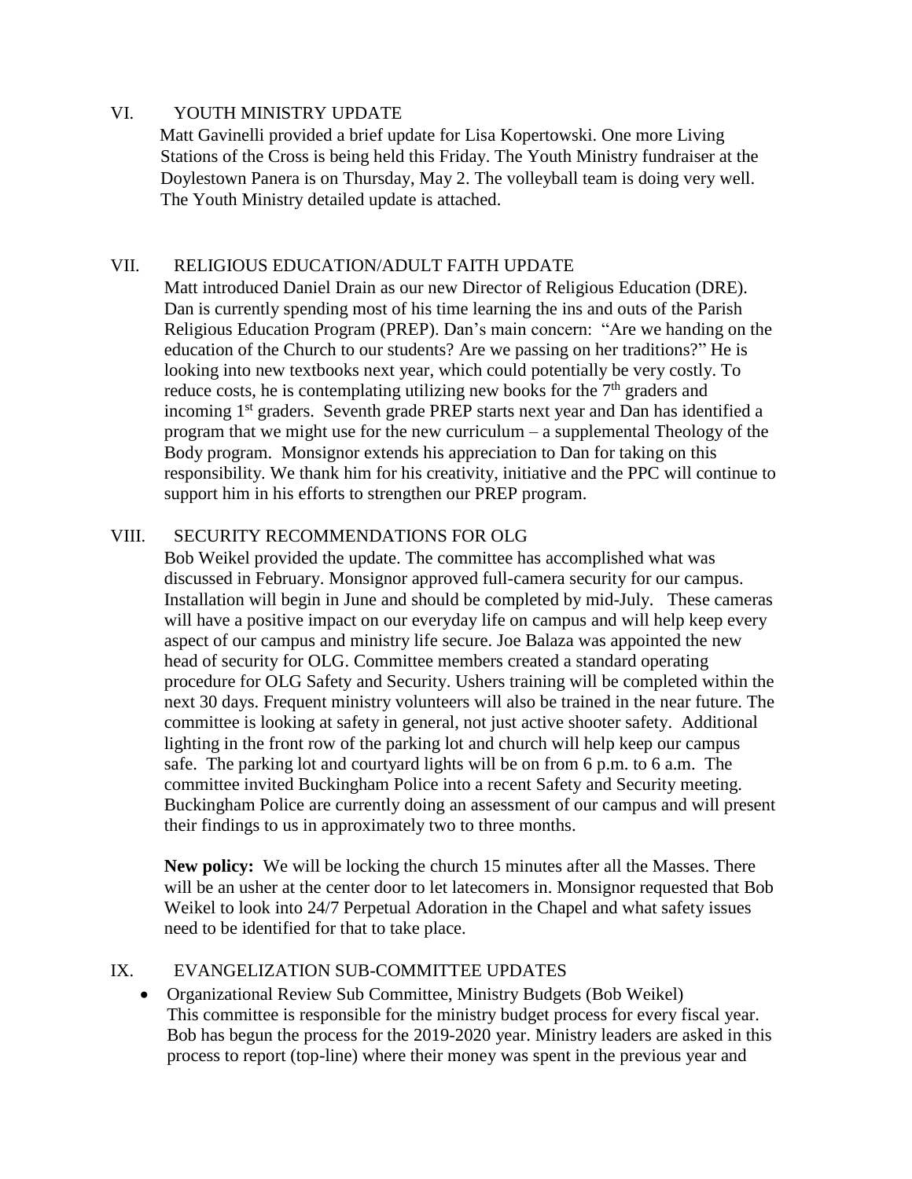## VI. YOUTH MINISTRY UPDATE

Matt Gavinelli provided a brief update for Lisa Kopertowski. One more Living Stations of the Cross is being held this Friday. The Youth Ministry fundraiser at the Doylestown Panera is on Thursday, May 2. The volleyball team is doing very well. The Youth Ministry detailed update is attached.

## VII. RELIGIOUS EDUCATION/ADULT FAITH UPDATE

Matt introduced Daniel Drain as our new Director of Religious Education (DRE). Dan is currently spending most of his time learning the ins and outs of the Parish Religious Education Program (PREP). Dan's main concern: "Are we handing on the education of the Church to our students? Are we passing on her traditions?" He is looking into new textbooks next year, which could potentially be very costly. To reduce costs, he is contemplating utilizing new books for the 7th graders and incoming 1st graders. Seventh grade PREP starts next year and Dan has identified a program that we might use for the new curriculum – a supplemental Theology of the Body program. Monsignor extends his appreciation to Dan for taking on this responsibility. We thank him for his creativity, initiative and the PPC will continue to support him in his efforts to strengthen our PREP program.

## VIII. SECURITY RECOMMENDATIONS FOR OLG

Bob Weikel provided the update. The committee has accomplished what was discussed in February. Monsignor approved full-camera security for our campus. Installation will begin in June and should be completed by mid-July. These cameras will have a positive impact on our everyday life on campus and will help keep every aspect of our campus and ministry life secure. Joe Balaza was appointed the new head of security for OLG. Committee members created a standard operating procedure for OLG Safety and Security. Ushers training will be completed within the next 30 days. Frequent ministry volunteers will also be trained in the near future. The committee is looking at safety in general, not just active shooter safety. Additional lighting in the front row of the parking lot and church will help keep our campus safe. The parking lot and courtyard lights will be on from 6 p.m. to 6 a.m. The committee invited Buckingham Police into a recent Safety and Security meeting. Buckingham Police are currently doing an assessment of our campus and will present their findings to us in approximately two to three months.

**New policy:** We will be locking the church 15 minutes after all the Masses. There will be an usher at the center door to let latecomers in. Monsignor requested that Bob Weikel to look into 24/7 Perpetual Adoration in the Chapel and what safety issues need to be identified for that to take place.

## IX. EVANGELIZATION SUB-COMMITTEE UPDATES

- Organizational Review Sub Committee, Ministry Budgets (Bob Weikel)
  This committee is responsible for the ministry budget process for every fiscal year. Bob has begun the process for the 2019-2020 year. Ministry leaders are asked in this process to report (top-line) where their money was spent in the previous year and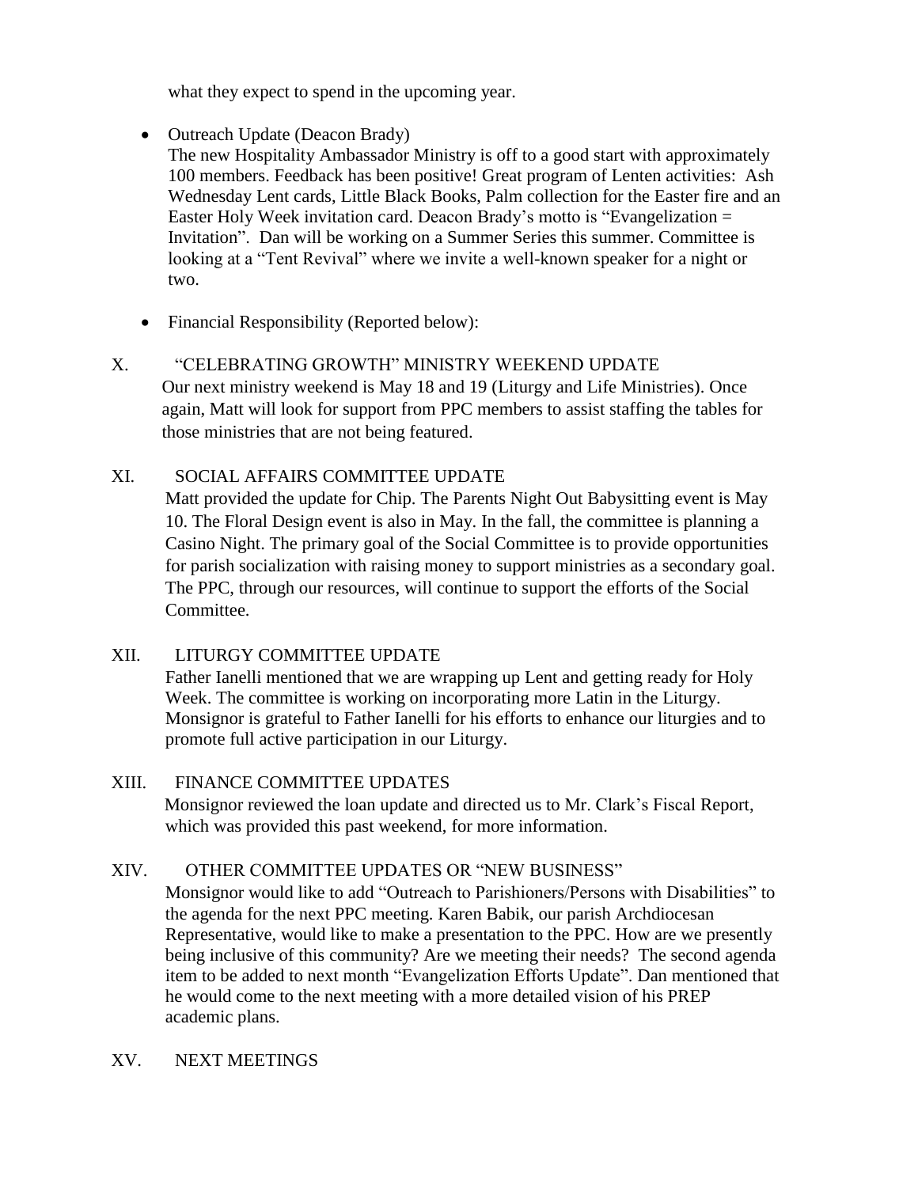what they expect to spend in the upcoming year.

- Outreach Update (Deacon Brady)
  The new Hospitality Ambassador Ministry is off to a good start with approximately 100 members. Feedback has been positive! Great program of Lenten activities: Ash Wednesday Lent cards, Little Black Books, Palm collection for the Easter fire and an Easter Holy Week invitation card. Deacon Brady's motto is "Evangelization = Invitation". Dan will be working on a Summer Series this summer. Committee is looking at a "Tent Revival" where we invite a well-known speaker for a night or two.

- Financial Responsibility (Reported below):

X. "CELEBRATING GROWTH" MINISTRY WEEKEND UPDATE

Our next ministry weekend is May 18 and 19 (Liturgy and Life Ministries). Once again, Matt will look for support from PPC members to assist staffing the tables for those ministries that are not being featured.

XI. SOCIAL AFFAIRS COMMITTEE UPDATE

Matt provided the update for Chip. The Parents Night Out Babysitting event is May 10. The Floral Design event is also in May. In the fall, the committee is planning a Casino Night. The primary goal of the Social Committee is to provide opportunities for parish socialization with raising money to support ministries as a secondary goal. The PPC, through our resources, will continue to support the efforts of the Social Committee.

XII. LITURGY COMMITTEE UPDATE

Father Ianelli mentioned that we are wrapping up Lent and getting ready for Holy Week. The committee is working on incorporating more Latin in the Liturgy. Monsignor is grateful to Father Ianelli for his efforts to enhance our liturgies and to promote full active participation in our Liturgy.

XIII. FINANCE COMMITTEE UPDATES

Monsignor reviewed the loan update and directed us to Mr. Clark's Fiscal Report, which was provided this past weekend, for more information.

XIV. OTHER COMMITTEE UPDATES OR "NEW BUSINESS"

Monsignor would like to add "Outreach to Parishioners/Persons with Disabilities" to the agenda for the next PPC meeting. Karen Babik, our parish Archdiocesan Representative, would like to make a presentation to the PPC. How are we presently being inclusive of this community? Are we meeting their needs? The second agenda item to be added to next month "Evangelization Efforts Update". Dan mentioned that he would come to the next meeting with a more detailed vision of his PREP academic plans.

XV. NEXT MEETINGS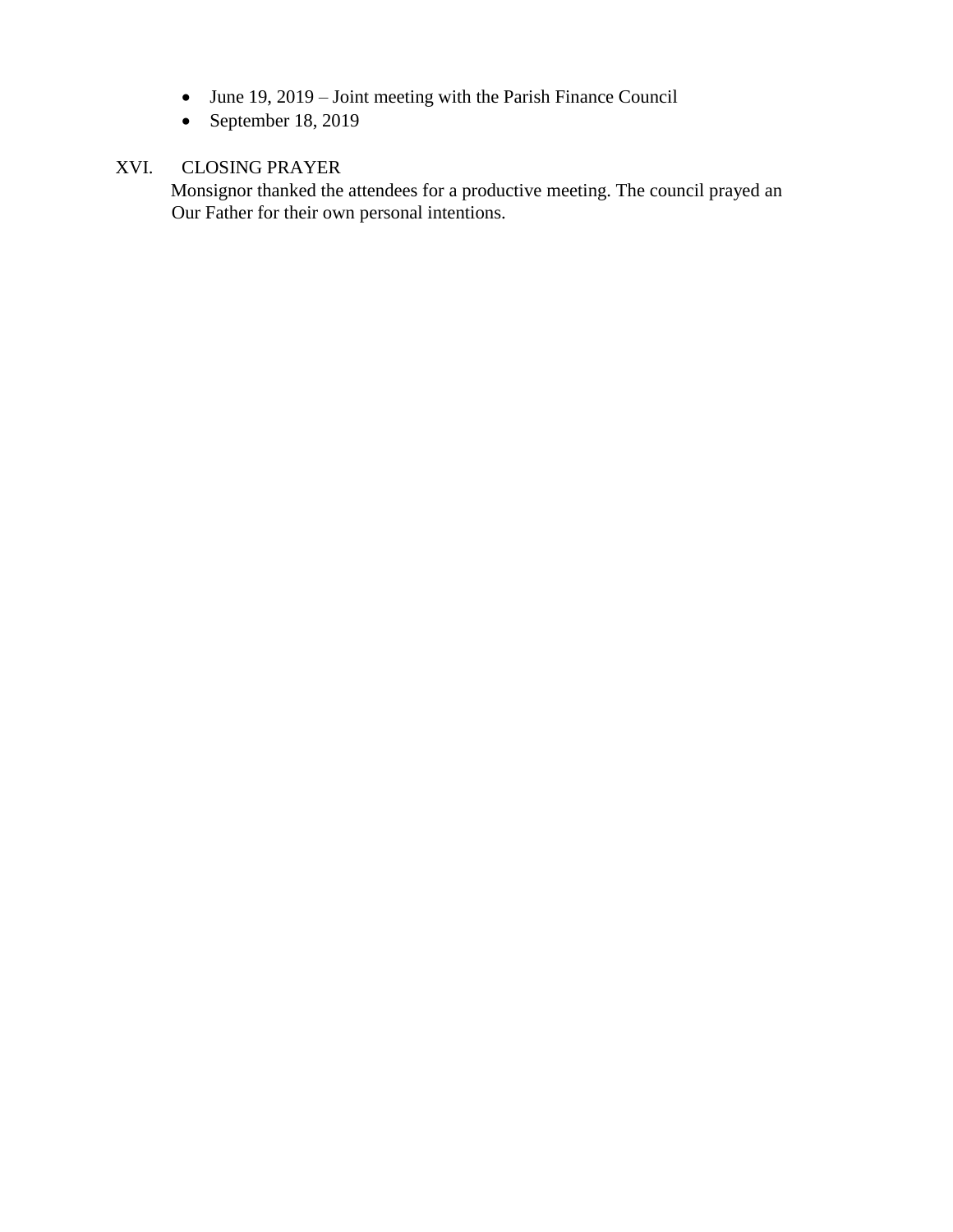- June 19, 2019 – Joint meeting with the Parish Finance Council
- September 18, 2019

## XVI. CLOSING PRAYER

Monsignor thanked the attendees for a productive meeting. The council prayed an Our Father for their own personal intentions.